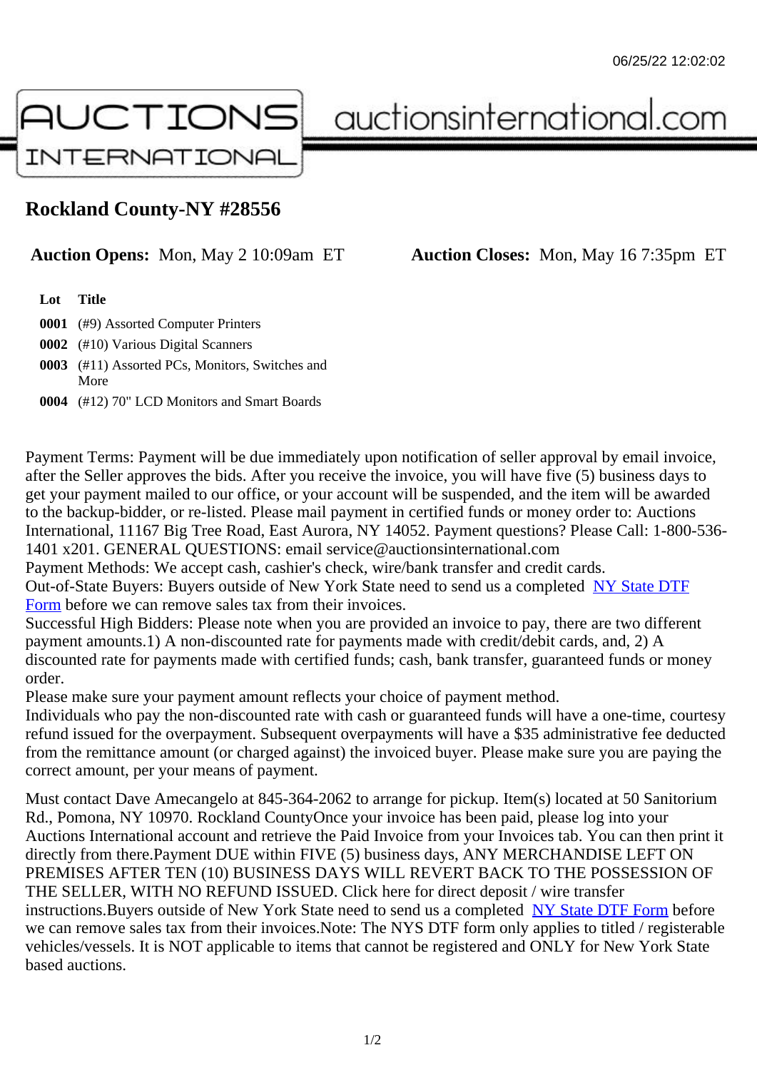# Rockland County-NY #28556

**Auction Opens:** Mon, May 2 10:09am ET **Auction Closes:** Mon, May 16 7:35pm ET

| Lot | Title |
| --- | --- |
| **0001** | (#9) Assorted Computer Printers |
| **0002** | (#10) Various Digital Scanners |
| **0003** | (#11) Assorted PCs, Monitors, Switches and More |
| **0004** | (#12) 70" LCD Monitors and Smart Boards |

Payment Terms: Payment will be due immediately upon notification of seller approval by email invoice, after the Seller approves the bids. After you receive the invoice, you will have five (5) business days to get your payment mailed to our office, or your account will be suspended, and the item will be awarded to the backup-bidder, or re-listed. Please mail payment in certified funds or money order to: Auctions International, 11167 Big Tree Road, East Aurora, NY 14052. Payment questions? Please Call: 1-800-536-1401 x201. GENERAL QUESTIONS: email service@auctionsinternational.com
Payment Methods: We accept cash, cashier's check, wire/bank transfer and credit cards.
Out-of-State Buyers: Buyers outside of New York State need to send us a completed NY State DTF Form before we can remove sales tax from their invoices.
Successful High Bidders: Please note when you are provided an invoice to pay, there are two different payment amounts.1) A non-discounted rate for payments made with credit/debit cards, and, 2) A discounted rate for payments made with certified funds; cash, bank transfer, guaranteed funds or money order.
Please make sure your payment amount reflects your choice of payment method.
Individuals who pay the non-discounted rate with cash or guaranteed funds will have a one-time, courtesy refund issued for the overpayment. Subsequent overpayments will have a $35 administrative fee deducted from the remittance amount (or charged against) the invoiced buyer. Please make sure you are paying the correct amount, per your means of payment.

Must contact Dave Amecangelo at 845-364-2062 to arrange for pickup. Item(s) located at 50 Sanitorium Rd., Pomona, NY 10970. Rockland CountyOnce your invoice has been paid, please log into your Auctions International account and retrieve the Paid Invoice from your Invoices tab. You can then print it directly from there.Payment DUE within FIVE (5) business days, ANY MERCHANDISE LEFT ON PREMISES AFTER TEN (10) BUSINESS DAYS WILL REVERT BACK TO THE POSSESSION OF THE SELLER, WITH NO REFUND ISSUED. Click here for direct deposit / wire transfer instructions.Buyers outside of New York State need to send us a completed NY State DTF Form before we can remove sales tax from their invoices.Note: The NYS DTF form only applies to titled / registerable vehicles/vessels. It is NOT applicable to items that cannot be registered and ONLY for New York State based auctions.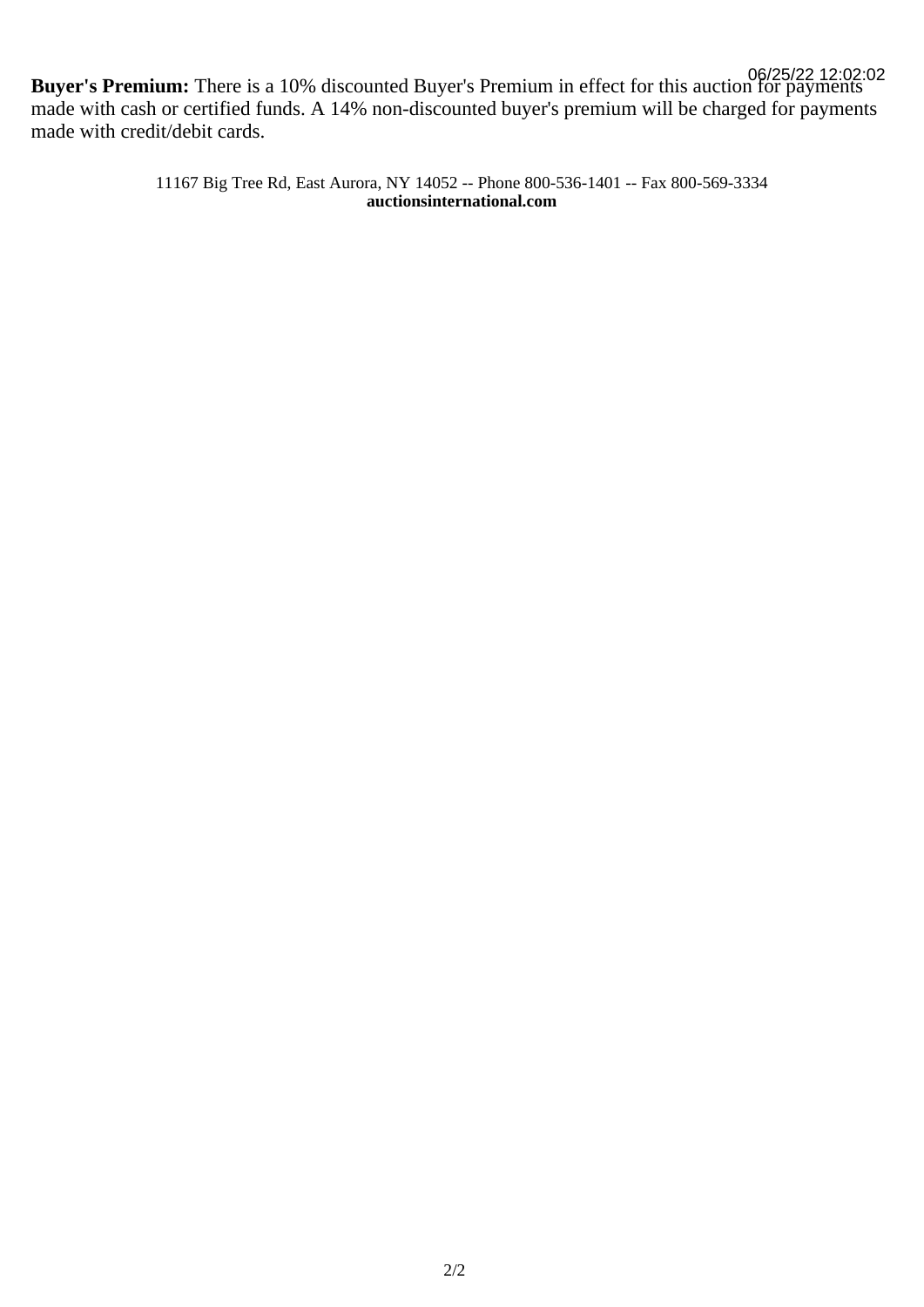**Buyer's Premium:** There is a 10% discounted Buyer's Premium in effect for this auction for payments made with cash or certified funds. A 14% non-discounted buyer's premium will be charged for payments made with credit/debit cards.

11167 Big Tree Rd, East Aurora, NY 14052 -- Phone 800-536-1401 -- Fax 800-569-3334
**auctionsinternational.com**